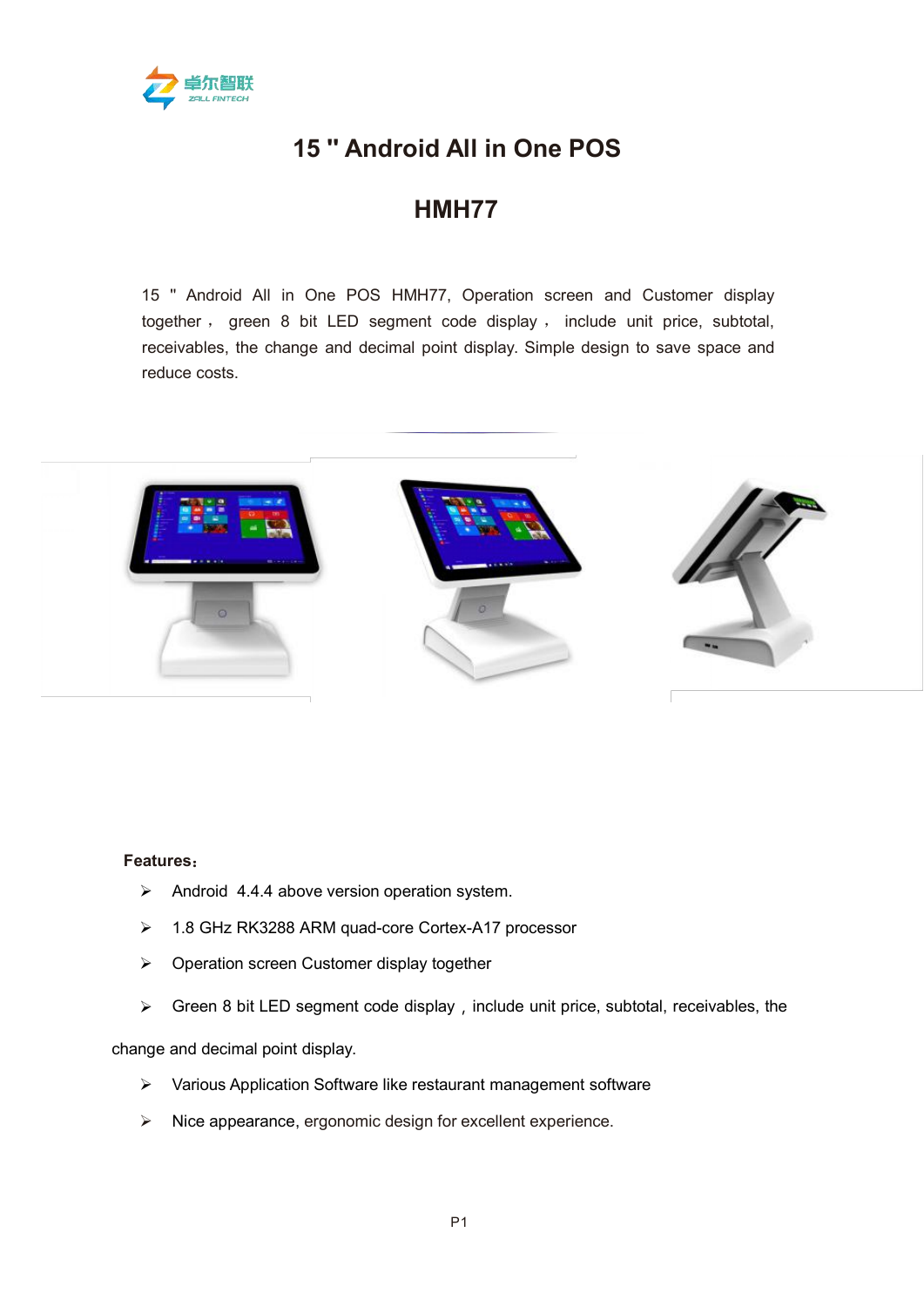# 15 " Android All in One POS

## HMH77

15 " Android All in One POS HMH77, Operation screen and Customer display together， green 8 bit LED segment code display， include unit price, subtotal, receivables, the change and decimal point display. Simple design to save space and reduce costs.

**Features：**

- Android 4.4.4 above version operation system.
- 1.8 GHz RK3288 ARM quad-core Cortex-A17 processor
- Operation screen Customer display together
- Green 8 bit LED segment code display，include unit price, subtotal, receivables, the change and decimal point display.
- Various Application Software like restaurant management software
- Nice appearance, ergonomic design for excellent experience.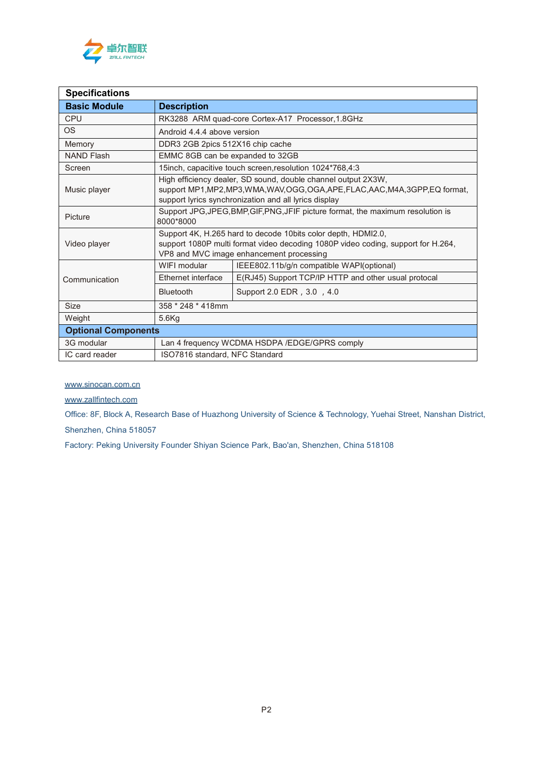卓尔智联
ZALL FINTECH

| Specifications | | |
|---|---|---|
| **Basic Module** | **Description** | |
| CPU | RK3288 ARM quad-core Cortex-A17 Processor,1.8GHz | |
| OS | Android 4.4.4 above version | |
| Memory | DDR3 2GB 2pics 512X16 chip cache | |
| NAND Flash | EMMC 8GB can be expanded to 32GB | |
| Screen | 15inch, capacitive touch screen,resolution 1024*768,4:3 | |
| Music player | High efficiency dealer, SD sound, double channel output 2X3W, support MP1,MP2,MP3,WMA,WAV,OGG,OGA,APE,FLAC,AAC,M4A,3GPP,EQ format, support lyrics synchronization and all lyrics display | |
| Picture | Support JPG,JPEG,BMP,GIF,PNG,JFIF picture format, the maximum resolution is 8000*8000 | |
| Video player | Support 4K, H.265 hard to decode 10bits color depth, HDMI2.0, support 1080P multi format video decoding 1080P video coding, support for H.264, VP8 and MVC image enhancement processing | |
| Communication | WIFI modular | IEEE802.11b/g/n compatible WAPI(optional) |
| | Ethernet interface | E(RJ45) Support TCP/IP HTTP and other usual protocal |
| | Bluetooth | Support 2.0 EDR，3.0 ，4.0 |
| Size | 358 * 248 * 418mm | |
| Weight | 5.6Kg | |
| **Optional Components** | | |
| 3G modular | Lan 4 frequency WCDMA HSDPA /EDGE/GPRS comply | |
| IC card reader | ISO7816 standard, NFC Standard | |

www.sinocan.com.cn

www.zallfintech.com

Office: 8F, Block A, Research Base of Huazhong University of Science & Technology, Yuehai Street, Nanshan District, Shenzhen, China 518057

Factory: Peking University Founder Shiyan Science Park, Bao'an, Shenzhen, China 518108